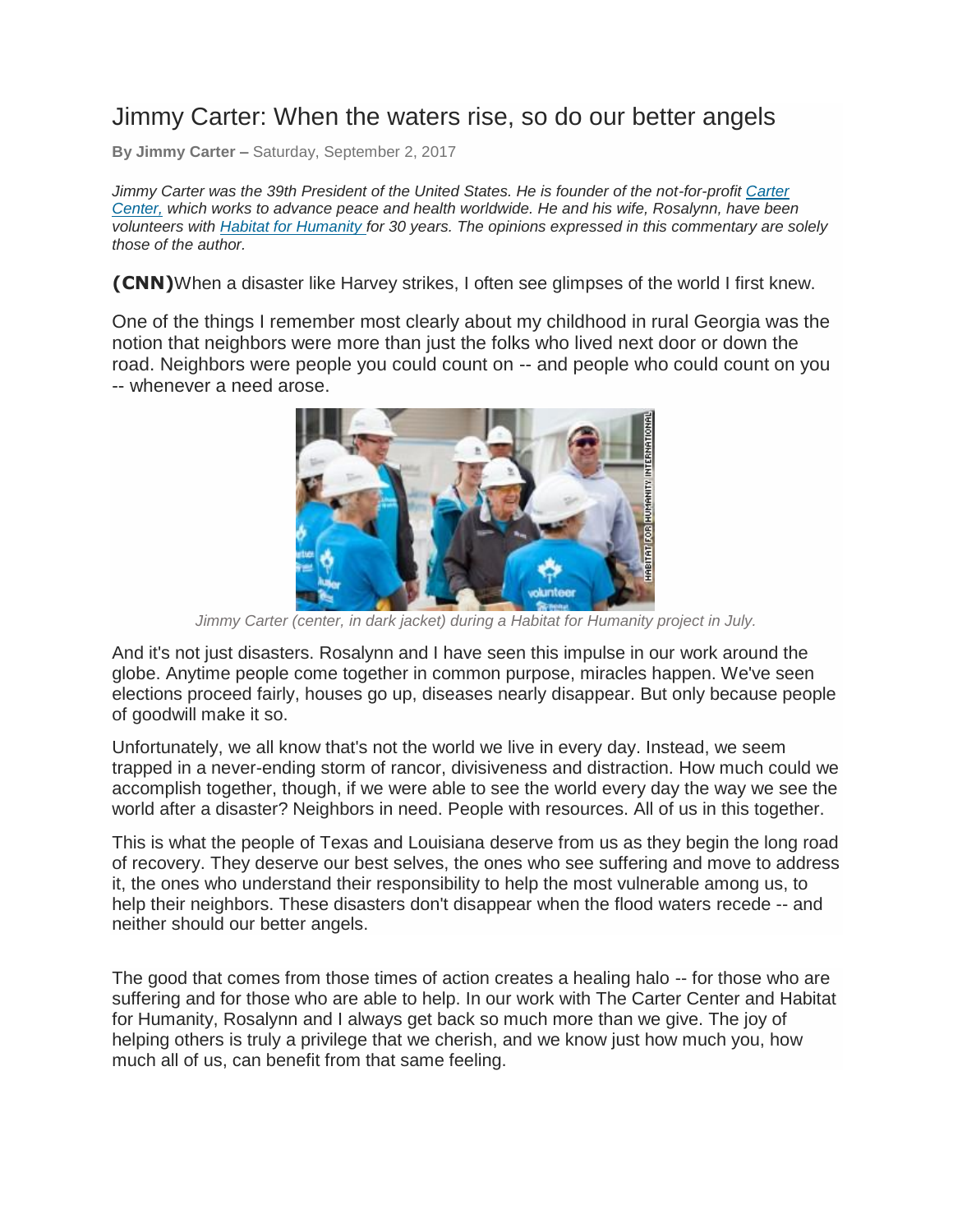# Jimmy Carter: When the waters rise, so do our better angels

**By Jimmy Carter –** Saturday, September 2, 2017

*Jimmy Carter was the 39th President of the United States. He is founder of the not-for-profit Carter Center, which works to advance peace and health worldwide. He and his wife, Rosalynn, have been volunteers with Habitat for Humanity for 30 years. The opinions expressed in this commentary are solely those of the author.*

**(CNN)**When a disaster like Harvey strikes, I often see glimpses of the world I first knew.

One of the things I remember most clearly about my childhood in rural Georgia was the notion that neighbors were more than just the folks who lived next door or down the road. Neighbors were people you could count on -- and people who could count on you -- whenever a need arose.

*Jimmy Carter (center, in dark jacket) during a Habitat for Humanity project in July.*

And it's not just disasters. Rosalynn and I have seen this impulse in our work around the globe. Anytime people come together in common purpose, miracles happen. We've seen elections proceed fairly, houses go up, diseases nearly disappear. But only because people of goodwill make it so.

Unfortunately, we all know that's not the world we live in every day. Instead, we seem trapped in a never-ending storm of rancor, divisiveness and distraction. How much could we accomplish together, though, if we were able to see the world every day the way we see the world after a disaster? Neighbors in need. People with resources. All of us in this together.

This is what the people of Texas and Louisiana deserve from us as they begin the long road of recovery. They deserve our best selves, the ones who see suffering and move to address it, the ones who understand their responsibility to help the most vulnerable among us, to help their neighbors. These disasters don't disappear when the flood waters recede -- and neither should our better angels.

The good that comes from those times of action creates a healing halo -- for those who are suffering and for those who are able to help. In our work with The Carter Center and Habitat for Humanity, Rosalynn and I always get back so much more than we give. The joy of helping others is truly a privilege that we cherish, and we know just how much you, how much all of us, can benefit from that same feeling.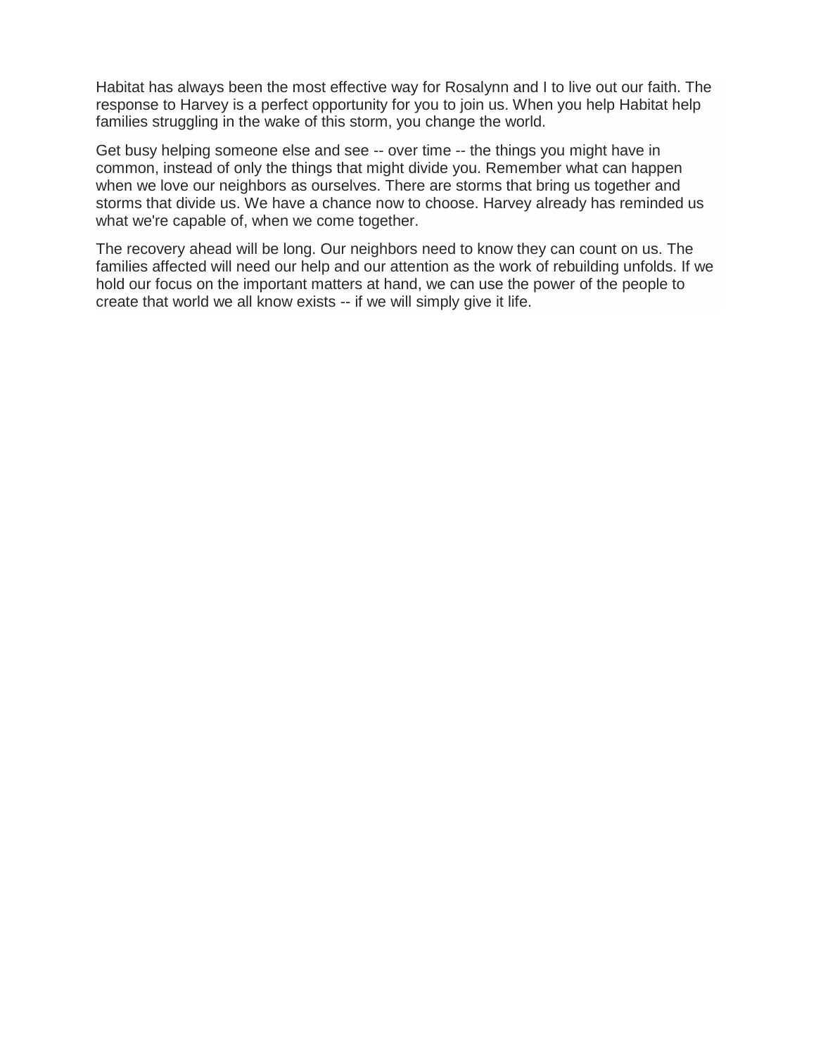Habitat has always been the most effective way for Rosalynn and I to live out our faith. The response to Harvey is a perfect opportunity for you to join us. When you help Habitat help families struggling in the wake of this storm, you change the world.

Get busy helping someone else and see -- over time -- the things you might have in common, instead of only the things that might divide you. Remember what can happen when we love our neighbors as ourselves. There are storms that bring us together and storms that divide us. We have a chance now to choose. Harvey already has reminded us what we're capable of, when we come together.

The recovery ahead will be long. Our neighbors need to know they can count on us. The families affected will need our help and our attention as the work of rebuilding unfolds. If we hold our focus on the important matters at hand, we can use the power of the people to create that world we all know exists -- if we will simply give it life.